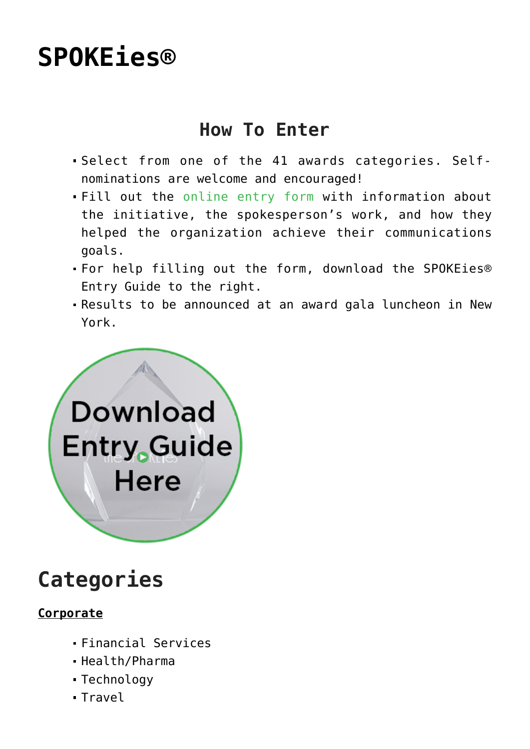# SPOKEies®

## How To Enter

- Select from one of the 41 awards categories. Self-nominations are welcome and encouraged!
- Fill out the online entry form with information about the initiative, the spokesperson's work, and how they helped the organization achieve their communications goals.
- For help filling out the form, download the SPOKEies® Entry Guide to the right.
- Results to be announced at an award gala luncheon in New York.

Download Entry Guide Here

## Categories

**Corporate**

- Financial Services
- Health/Pharma
- Technology
- Travel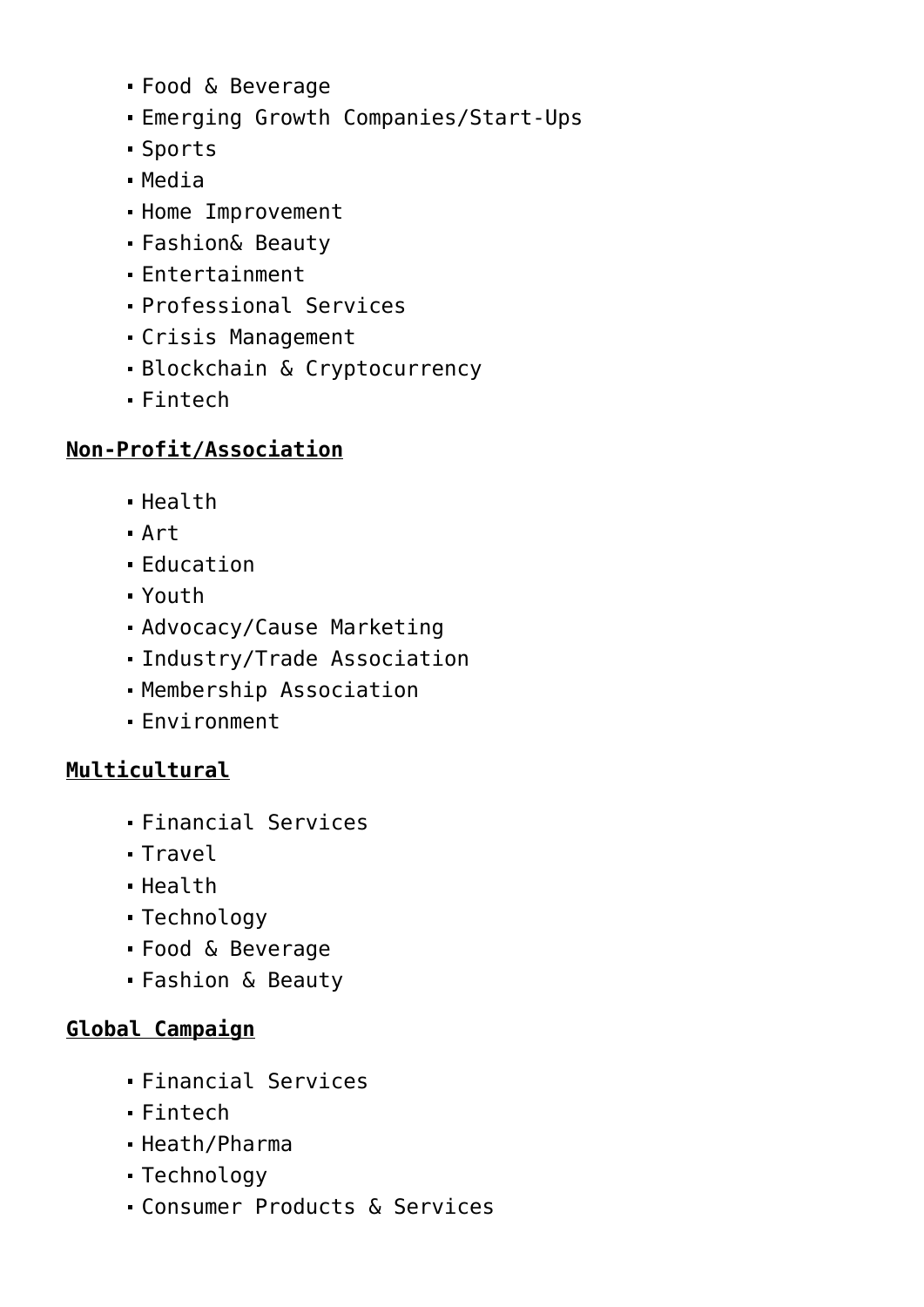- Food & Beverage
- Emerging Growth Companies/Start-Ups
- Sports
- Media
- Home Improvement
- Fashion& Beauty
- Entertainment
- Professional Services
- Crisis Management
- Blockchain & Cryptocurrency
- Fintech

**Non-Profit/Association**

- Health
- Art
- Education
- Youth
- Advocacy/Cause Marketing
- Industry/Trade Association
- Membership Association
- Environment

**Multicultural**

- Financial Services
- Travel
- Health
- Technology
- Food & Beverage
- Fashion & Beauty

**Global Campaign**

- Financial Services
- Fintech
- Heath/Pharma
- Technology
- Consumer Products & Services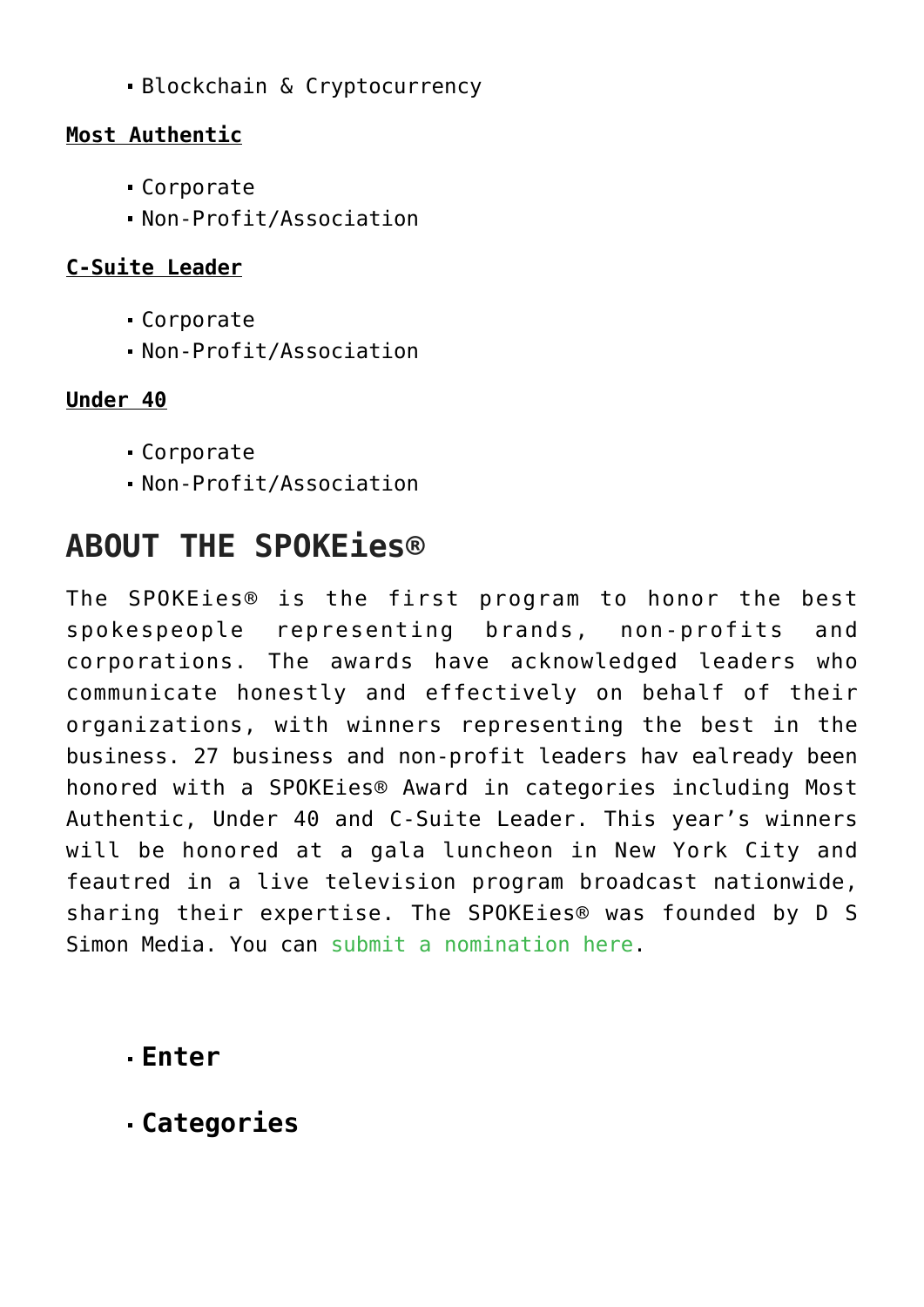- Blockchain & Cryptocurrency

**Most Authentic**

- Corporate
- Non-Profit/Association

**C-Suite Leader**

- Corporate
- Non-Profit/Association

**Under 40**

- Corporate
- Non-Profit/Association

## ABOUT THE SPOKEies®

The SPOKEies® is the first program to honor the best spokespeople representing brands, non-profits and corporations. The awards have acknowledged leaders who communicate honestly and effectively on behalf of their organizations, with winners representing the best in the business. 27 business and non-profit leaders hav ealready been honored with a SPOKEies® Award in categories including Most Authentic, Under 40 and C-Suite Leader. This year's winners will be honored at a gala luncheon in New York City and feautred in a live television program broadcast nationwide, sharing their expertise. The SPOKEies® was founded by D S Simon Media. You can submit a nomination here.

- **Enter**
- **Categories**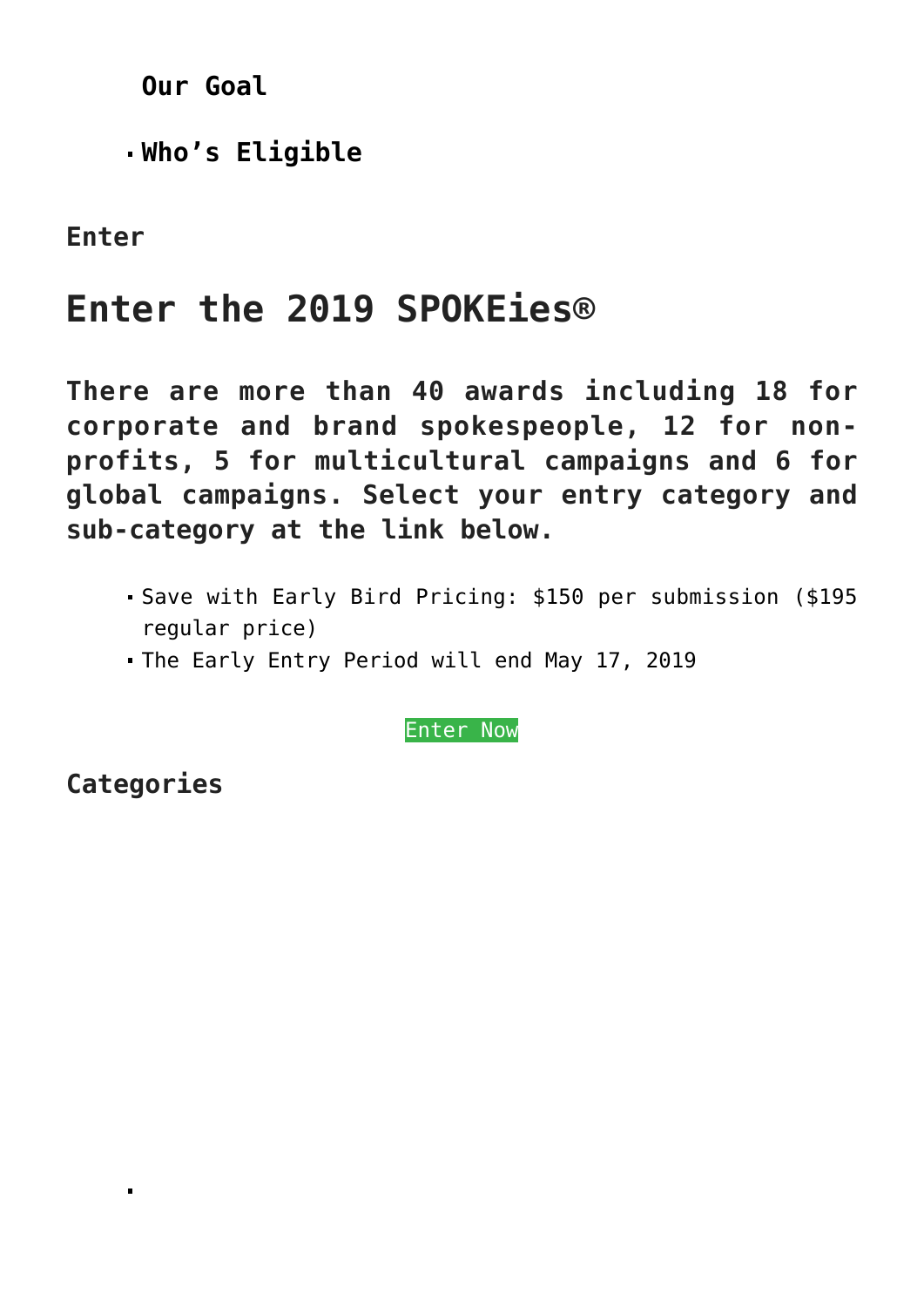**Our Goal**

- **Who's Eligible**

**Enter**

# Enter the 2019 SPOKEies®

**There are more than 40 awards including 18 for corporate and brand spokespeople, 12 for non-profits, 5 for multicultural campaigns and 6 for global campaigns. Select your entry category and sub-category at the link below.**

- Save with Early Bird Pricing: $150 per submission ($195 regular price)
- The Early Entry Period will end May 17, 2019

Enter Now

**Categories**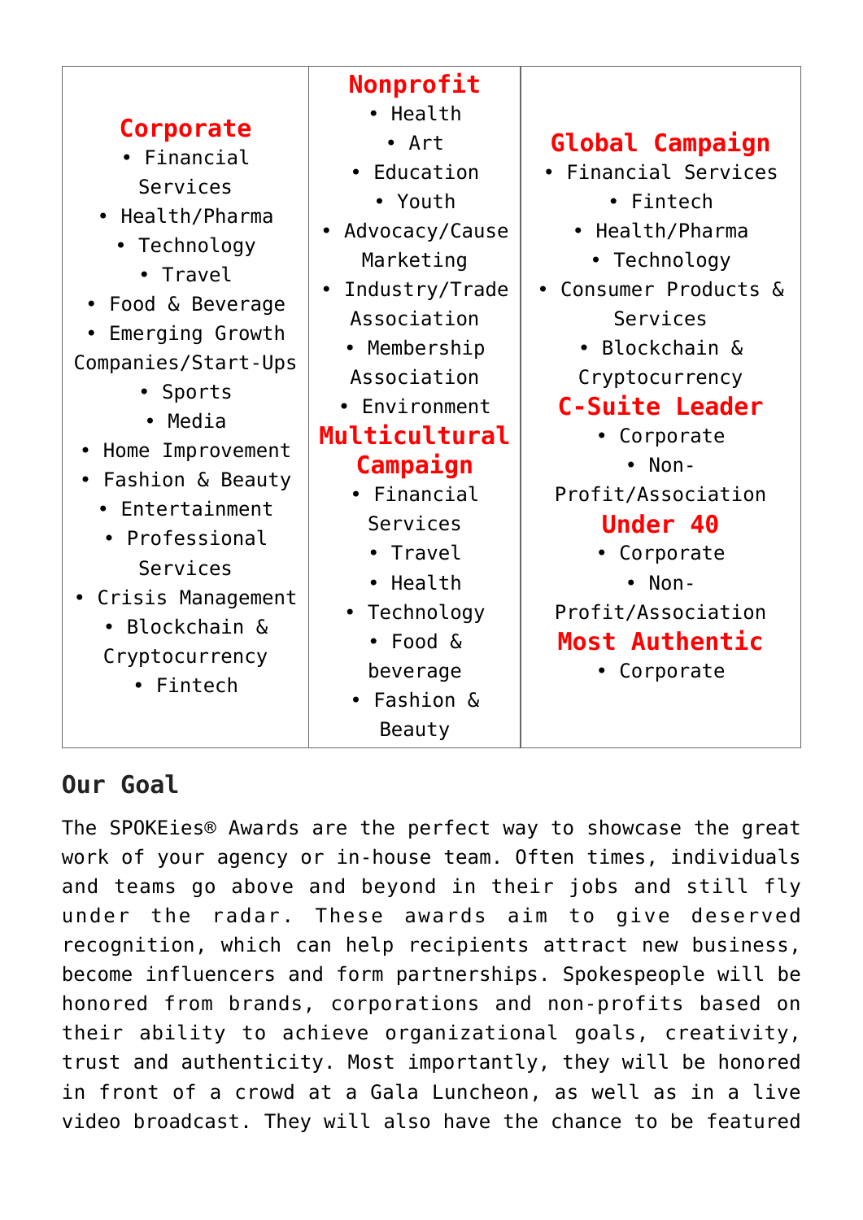| Corporate | Nonprofit | Global Campaign |
|---|---|---|
| • Financial Services<br>• Health/Pharma<br>• Technology<br>• Travel<br>• Food & Beverage<br>• Emerging Growth Companies/Start-Ups<br>• Sports<br>• Media<br>• Home Improvement<br>• Fashion & Beauty<br>• Entertainment<br>• Professional Services<br>• Crisis Management<br>• Blockchain & Cryptocurrency<br>• Fintech | • Health<br>• Art<br>• Education<br>• Youth<br>• Advocacy/Cause Marketing<br>• Industry/Trade Association<br>• Membership Association<br>• Environment<br>**Multicultural Campaign**<br>• Financial Services<br>• Travel<br>• Health<br>• Technology<br>• Food & beverage<br>• Fashion & Beauty | • Financial Services<br>• Fintech<br>• Health/Pharma<br>• Technology<br>• Consumer Products & Services<br>• Blockchain & Cryptocurrency<br>**C-Suite Leader**<br>• Corporate<br>• Non-Profit/Association<br>**Under 40**<br>• Corporate<br>• Non-Profit/Association<br>**Most Authentic**<br>• Corporate |

## Our Goal

The SPOKEies® Awards are the perfect way to showcase the great work of your agency or in-house team. Often times, individuals and teams go above and beyond in their jobs and still fly under the radar. These awards aim to give deserved recognition, which can help recipients attract new business, become influencers and form partnerships. Spokespeople will be honored from brands, corporations and non-profits based on their ability to achieve organizational goals, creativity, trust and authenticity. Most importantly, they will be honored in front of a crowd at a Gala Luncheon, as well as in a live video broadcast. They will also have the chance to be featured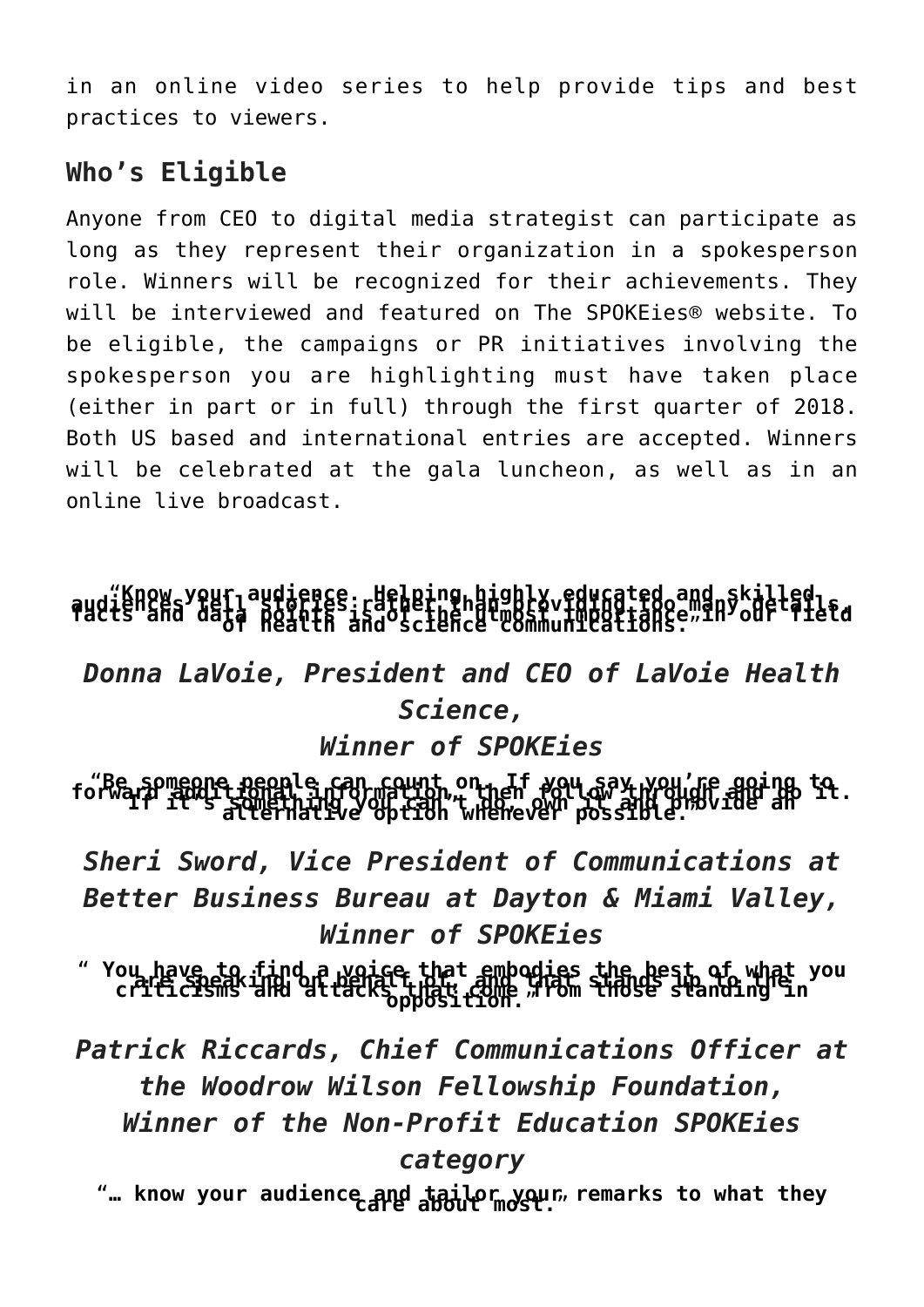in an online video series to help provide tips and best practices to viewers.

## Who's Eligible

Anyone from CEO to digital media strategist can participate as long as they represent their organization in a spokesperson role. Winners will be recognized for their achievements. They will be interviewed and featured on The SPOKEies® website. To be eligible, the campaigns or PR initiatives involving the spokesperson you are highlighting must have taken place (either in part or in full) through the first quarter of 2018. Both US based and international entries are accepted. Winners will be celebrated at the gala luncheon, as well as in an online live broadcast.

**"Know your audience. Helping highly educated and skilled audiences tell stories rather than providing too many details, facts and data points is of the utmost importance in our field of health and science communications."**

*Donna LaVoie, President and CEO of LaVoie Health Science,*
*Winner of SPOKEies*

**"Be someone people can count on. If you say you're going to forward additional information, then follow through and do it. If it's something you can't do, own it and provide an alternative option whenever possible."**

*Sheri Sword, Vice President of Communications at Better Business Bureau at Dayton & Miami Valley,*
*Winner of SPOKEies*

**" You have to find a voice that embodies the best of what you are speaking on behalf of, and that stands up to the criticisms and attacks that come from those standing in opposition."**

*Patrick Riccards, Chief Communications Officer at the Woodrow Wilson Fellowship Foundation,*
*Winner of the Non-Profit Education SPOKEies category*

**"… know your audience and tailor your remarks to what they care about most."**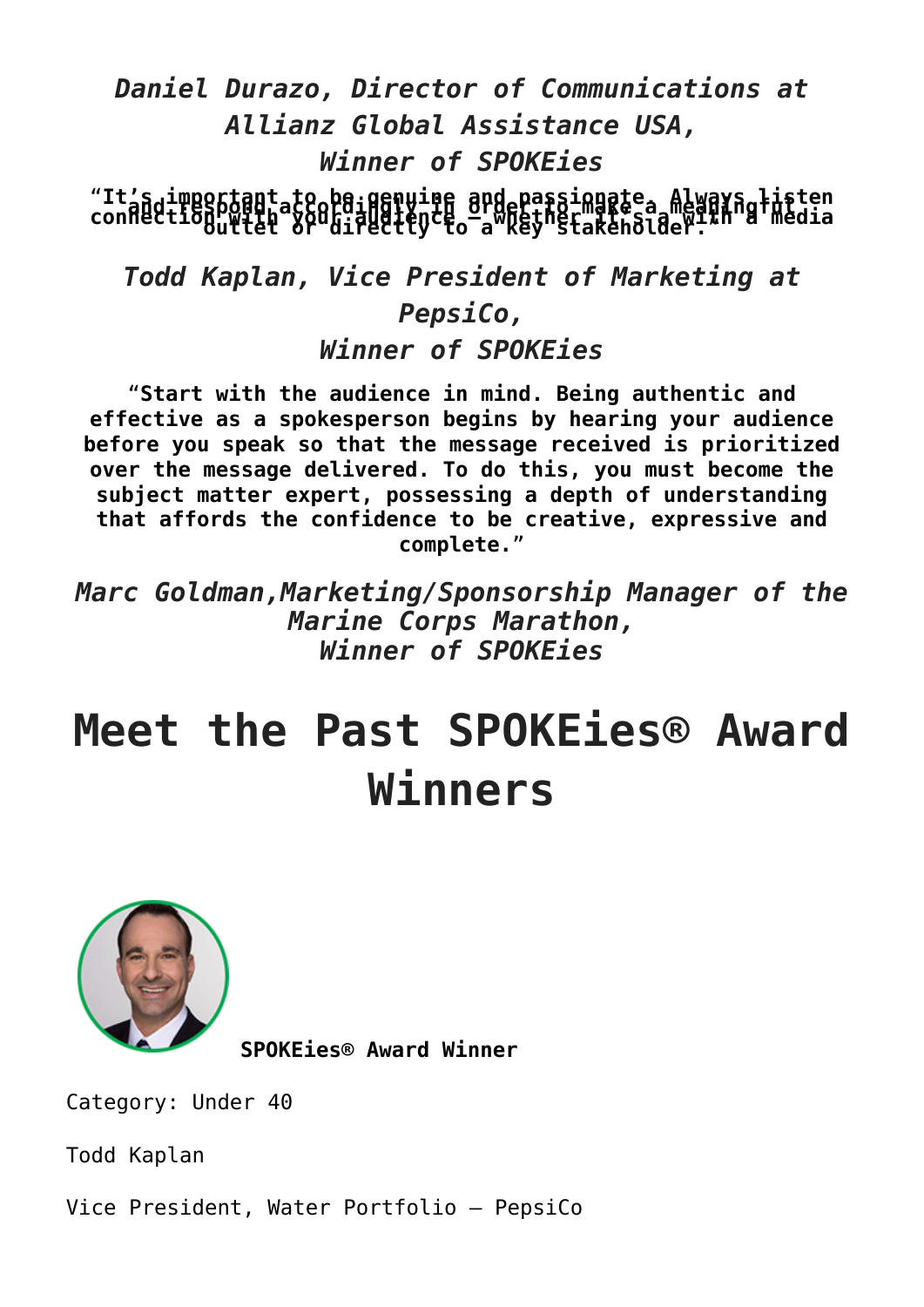*Daniel Durazo, Director of Communications at Allianz Global Assistance USA,*
*Winner of SPOKEies*

**"It's important to be genuine and passionate. Always listen and respond accordingly in order to make a meaningful connection with your audience — whether it's with a media outlet or directly to a key stakeholder."**

*Todd Kaplan, Vice President of Marketing at PepsiCo,*
*Winner of SPOKEies*

**"Start with the audience in mind. Being authentic and effective as a spokesperson begins by hearing your audience before you speak so that the message received is prioritized over the message delivered. To do this, you must become the subject matter expert, possessing a depth of understanding that affords the confidence to be creative, expressive and complete."**

*Marc Goldman,Marketing/Sponsorship Manager of the Marine Corps Marathon,*
*Winner of SPOKEies*

# Meet the Past SPOKEies® Award Winners

**SPOKEies® Award Winner**

Category: Under 40

Todd Kaplan

Vice President, Water Portfolio – PepsiCo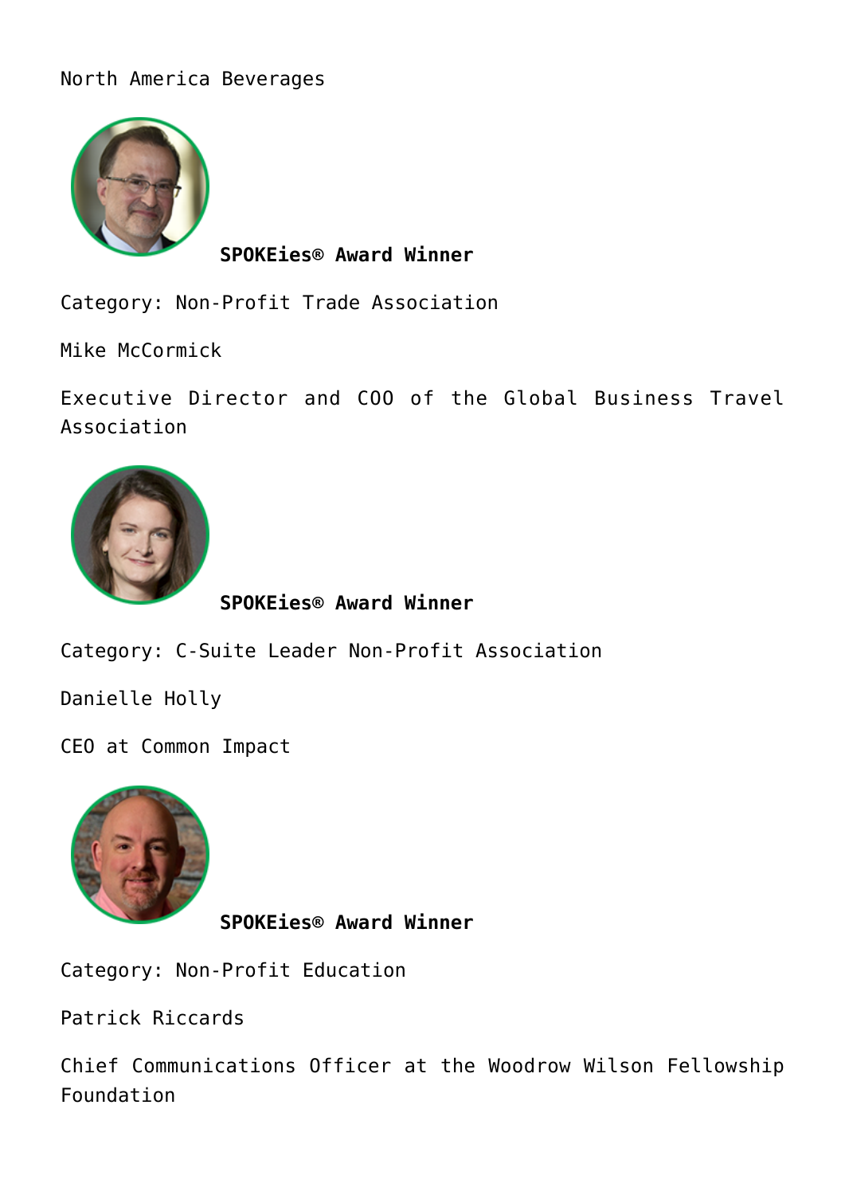North America Beverages

**SPOKEies® Award Winner**

Category: Non-Profit Trade Association

Mike McCormick

Executive Director and COO of the Global Business Travel Association

**SPOKEies® Award Winner**

Category: C-Suite Leader Non-Profit Association

Danielle Holly

CEO at Common Impact

**SPOKEies® Award Winner**

Category: Non-Profit Education

Patrick Riccards

Chief Communications Officer at the Woodrow Wilson Fellowship Foundation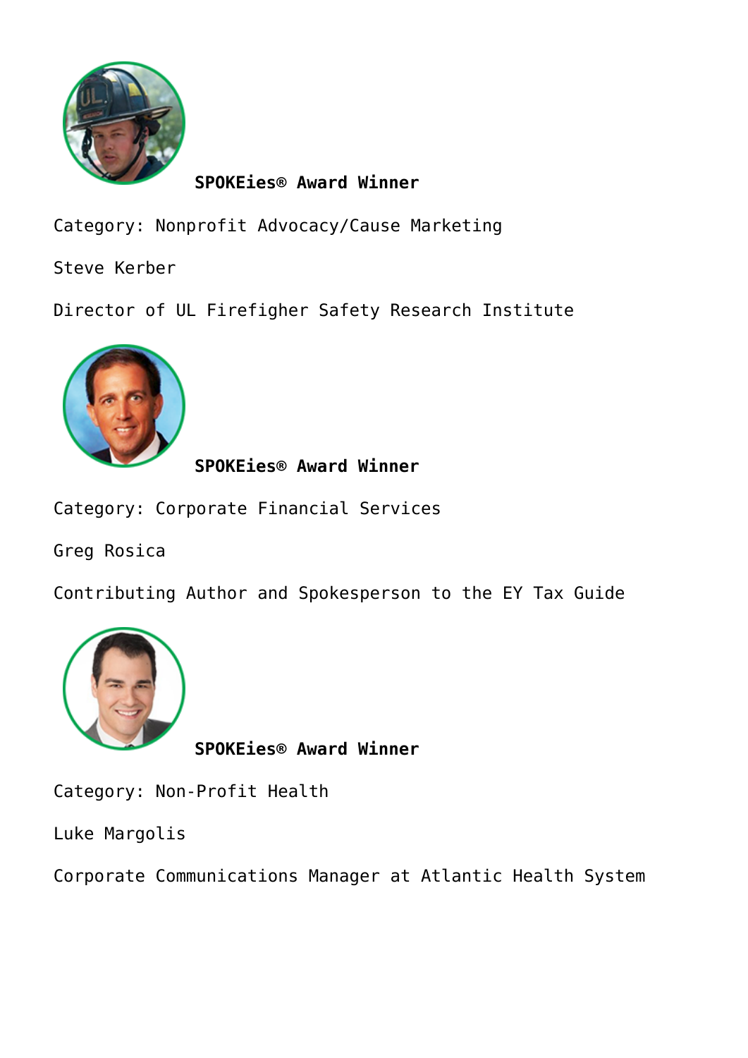**SPOKEies® Award Winner**

Category: Nonprofit Advocacy/Cause Marketing

Steve Kerber

Director of UL Firefighter Safety Research Institute

**SPOKEies® Award Winner**

Category: Corporate Financial Services

Greg Rosica

Contributing Author and Spokesperson to the EY Tax Guide

**SPOKEies® Award Winner**

Category: Non-Profit Health

Luke Margolis

Corporate Communications Manager at Atlantic Health System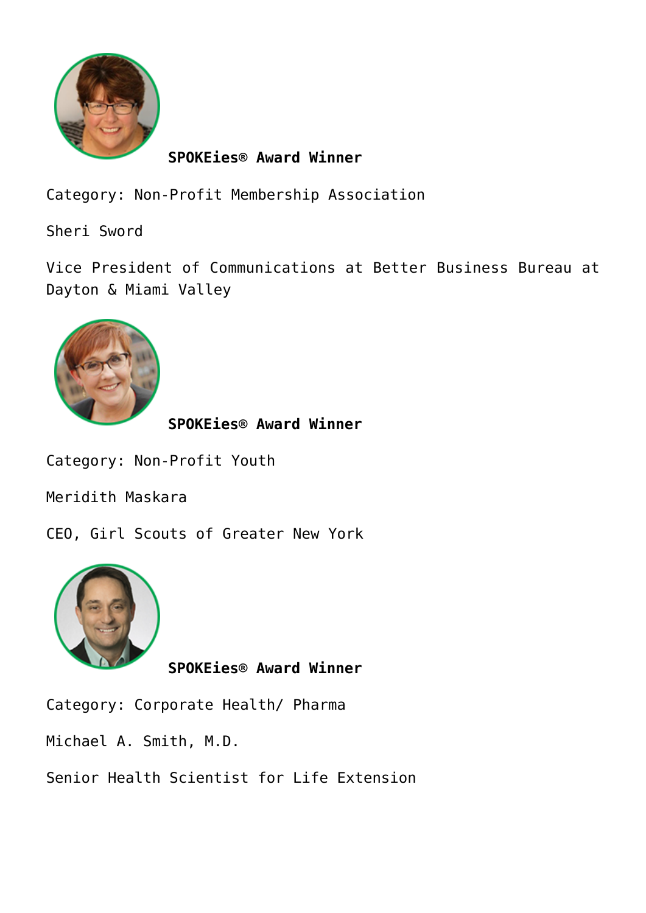**SPOKEies® Award Winner**

Category: Non-Profit Membership Association

Sheri Sword

Vice President of Communications at Better Business Bureau at Dayton & Miami Valley

**SPOKEies® Award Winner**

Category: Non-Profit Youth

Meridith Maskara

CEO, Girl Scouts of Greater New York

**SPOKEies® Award Winner**

Category: Corporate Health/ Pharma

Michael A. Smith, M.D.

Senior Health Scientist for Life Extension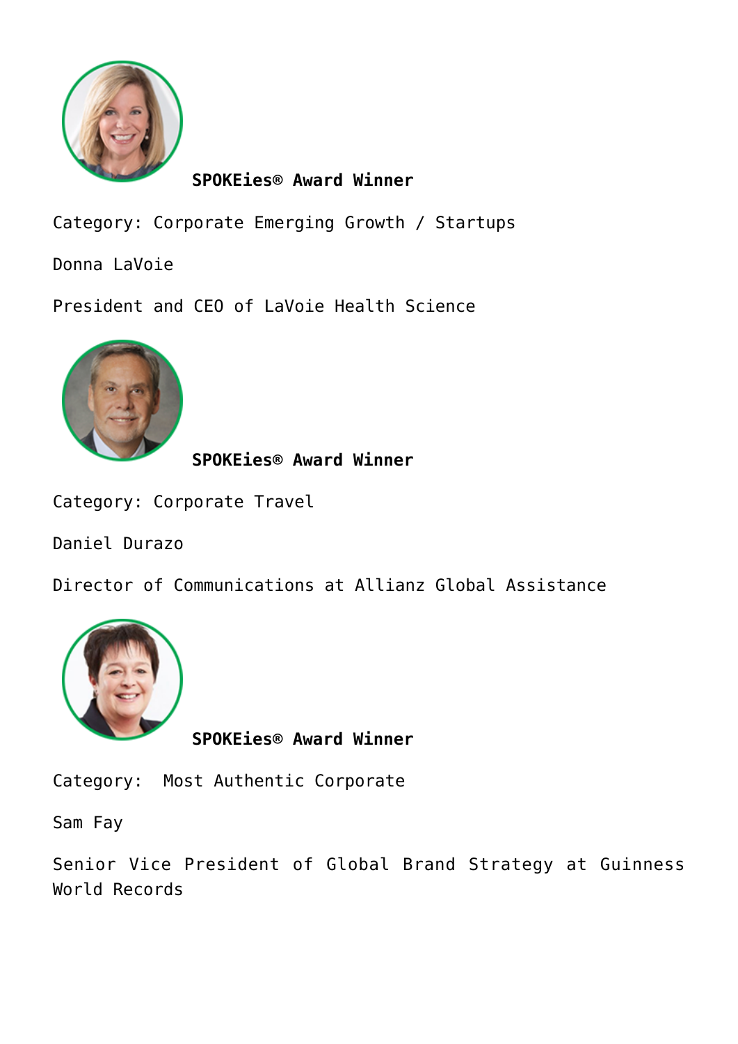**SPOKEies® Award Winner**

Category: Corporate Emerging Growth / Startups

Donna LaVoie

President and CEO of LaVoie Health Science

**SPOKEies® Award Winner**

Category: Corporate Travel

Daniel Durazo

Director of Communications at Allianz Global Assistance

**SPOKEies® Award Winner**

Category: Most Authentic Corporate

Sam Fay

Senior Vice President of Global Brand Strategy at Guinness World Records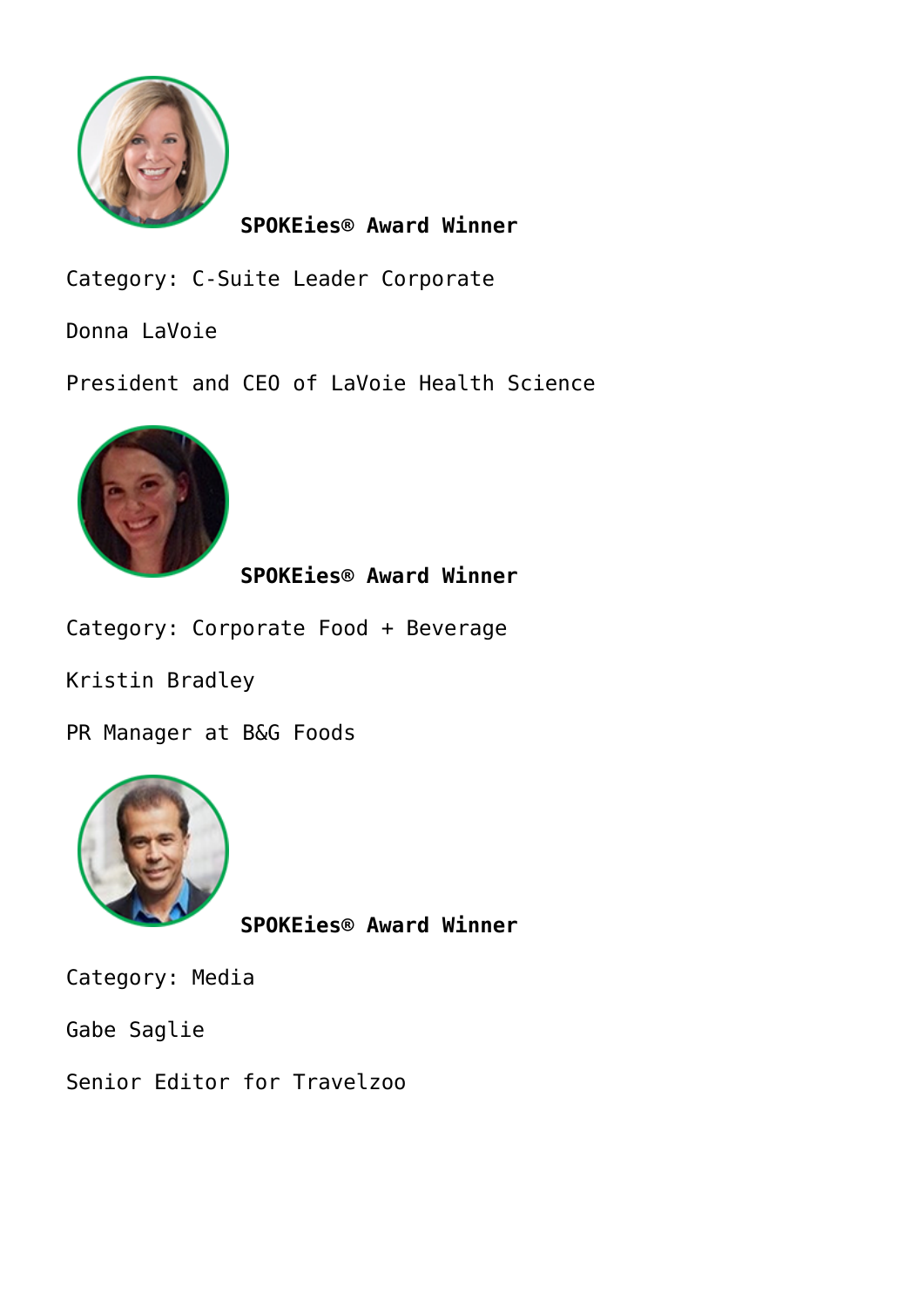**SPOKEies® Award Winner**

Category: C-Suite Leader Corporate

Donna LaVoie

President and CEO of LaVoie Health Science

**SPOKEies® Award Winner**

Category: Corporate Food + Beverage

Kristin Bradley

PR Manager at B&G Foods

**SPOKEies® Award Winner**

Category: Media

Gabe Saglie

Senior Editor for Travelzoo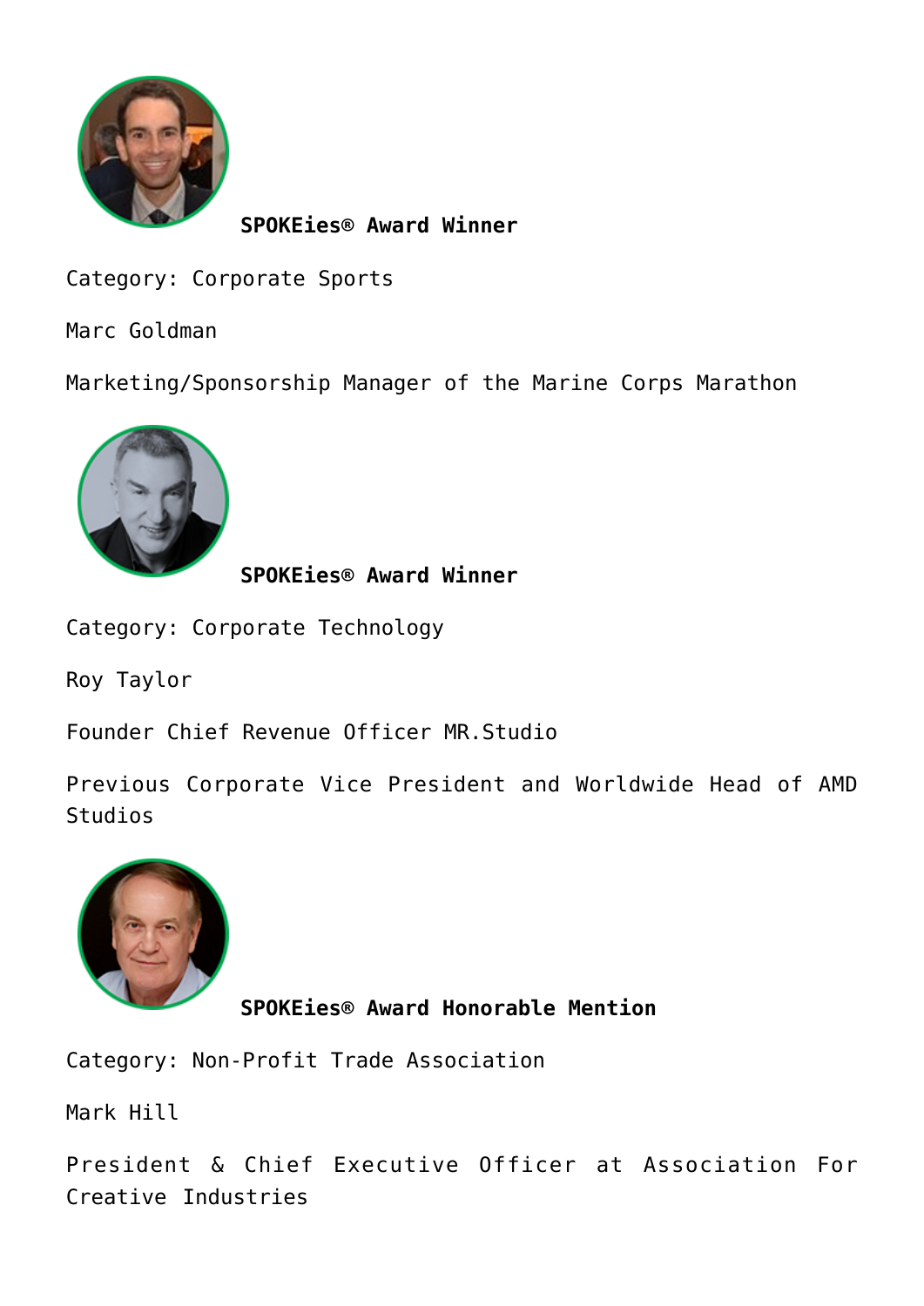**SPOKEies® Award Winner**

Category: Corporate Sports

Marc Goldman

Marketing/Sponsorship Manager of the Marine Corps Marathon

**SPOKEies® Award Winner**

Category: Corporate Technology

Roy Taylor

Founder Chief Revenue Officer MR.Studio

Previous Corporate Vice President and Worldwide Head of AMD Studios

**SPOKEies® Award Honorable Mention**

Category: Non-Profit Trade Association

Mark Hill

President & Chief Executive Officer at Association For Creative Industries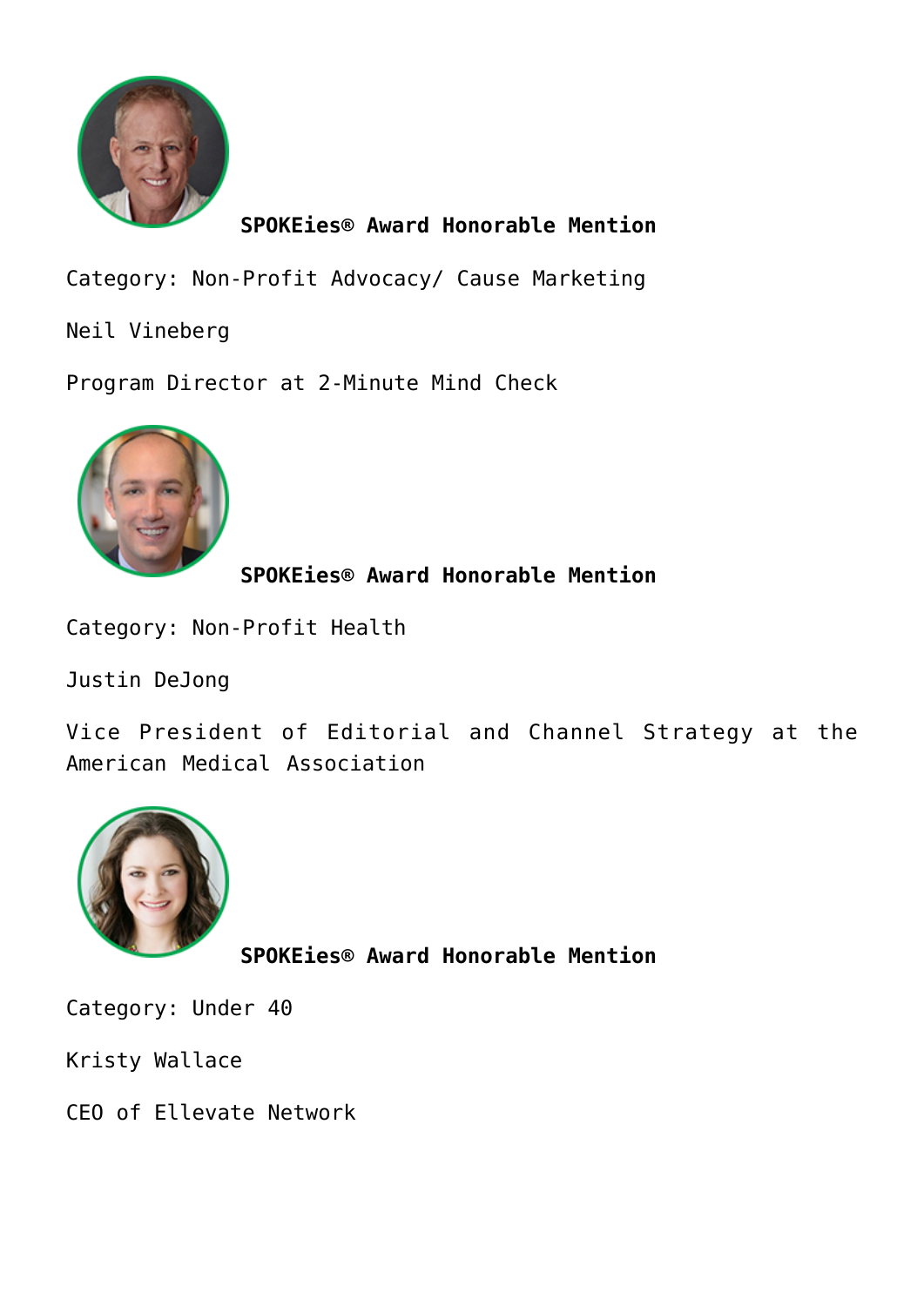**SPOKEies® Award Honorable Mention**

Category: Non-Profit Advocacy/ Cause Marketing

Neil Vineberg

Program Director at 2-Minute Mind Check

**SPOKEies® Award Honorable Mention**

Category: Non-Profit Health

Justin DeJong

Vice President of Editorial and Channel Strategy at the American Medical Association

**SPOKEies® Award Honorable Mention**

Category: Under 40

Kristy Wallace

CEO of Ellevate Network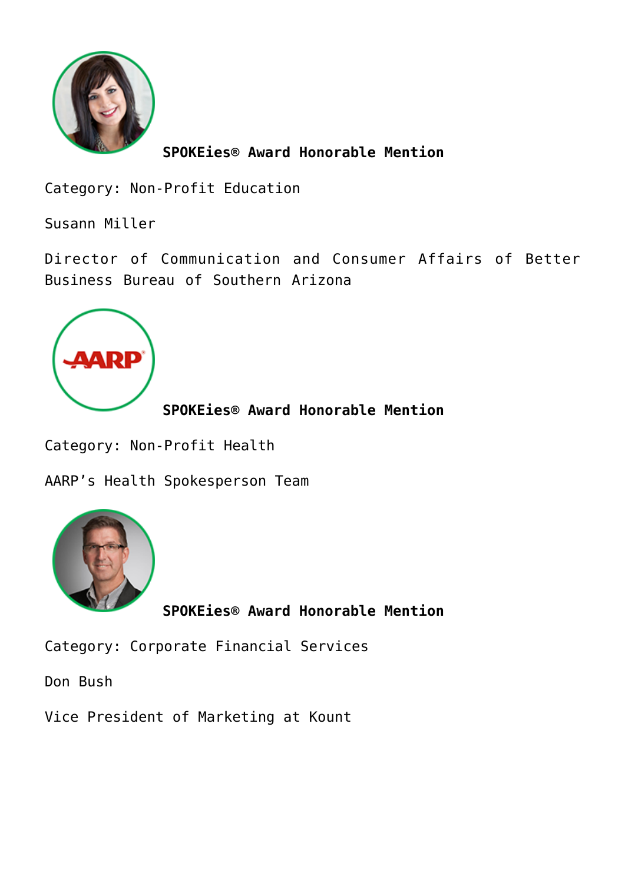**SPOKEies® Award Honorable Mention**

Category: Non-Profit Education

Susann Miller

Director of Communication and Consumer Affairs of Better Business Bureau of Southern Arizona

**SPOKEies® Award Honorable Mention**

Category: Non-Profit Health

AARP's Health Spokesperson Team

**SPOKEies® Award Honorable Mention**

Category: Corporate Financial Services

Don Bush

Vice President of Marketing at Kount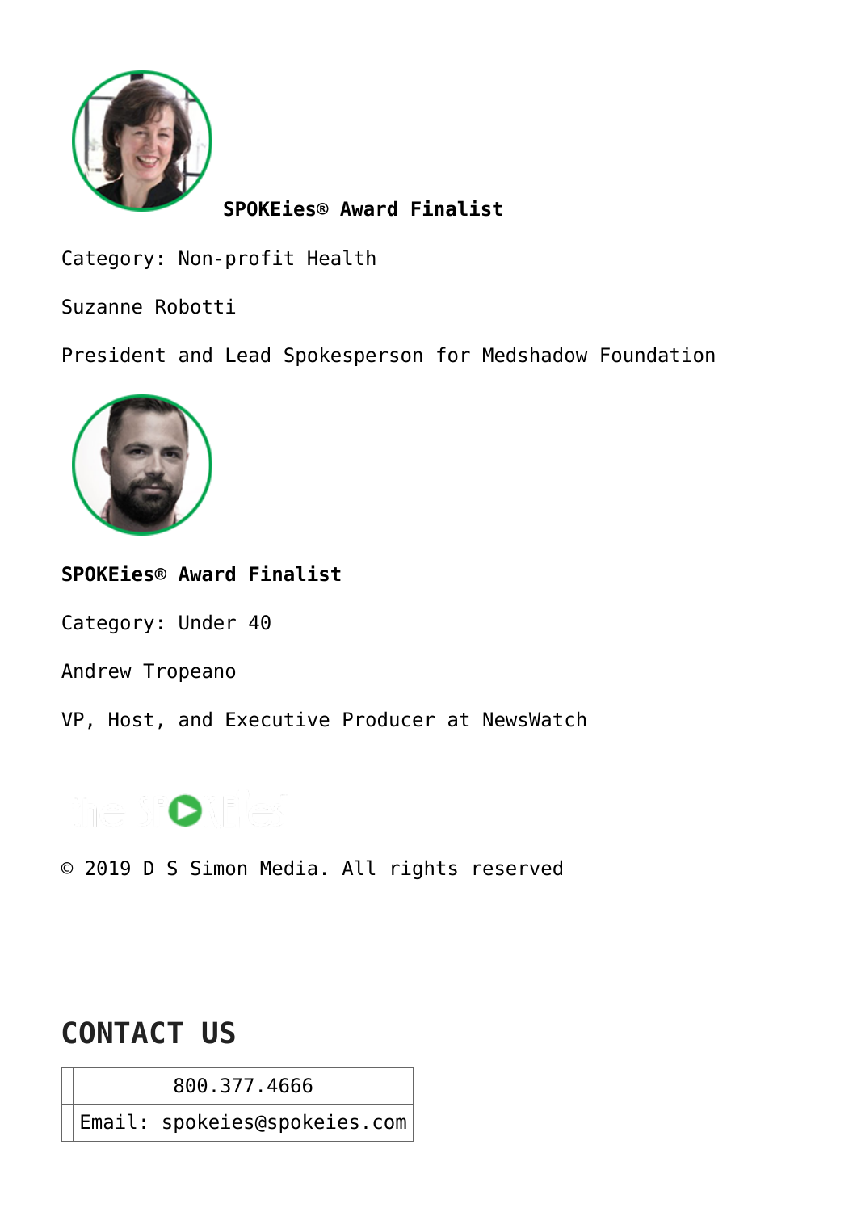**SPOKEies® Award Finalist**

Category: Non-profit Health

Suzanne Robotti

President and Lead Spokesperson for Medshadow Foundation

**SPOKEies® Award Finalist**

Category: Under 40

Andrew Tropeano

VP, Host, and Executive Producer at NewsWatch

© 2019 D S Simon Media. All rights reserved

## CONTACT US

| | |
|---|---|
| | 800.377.4666 |
| | Email: spokeies@spokeies.com |